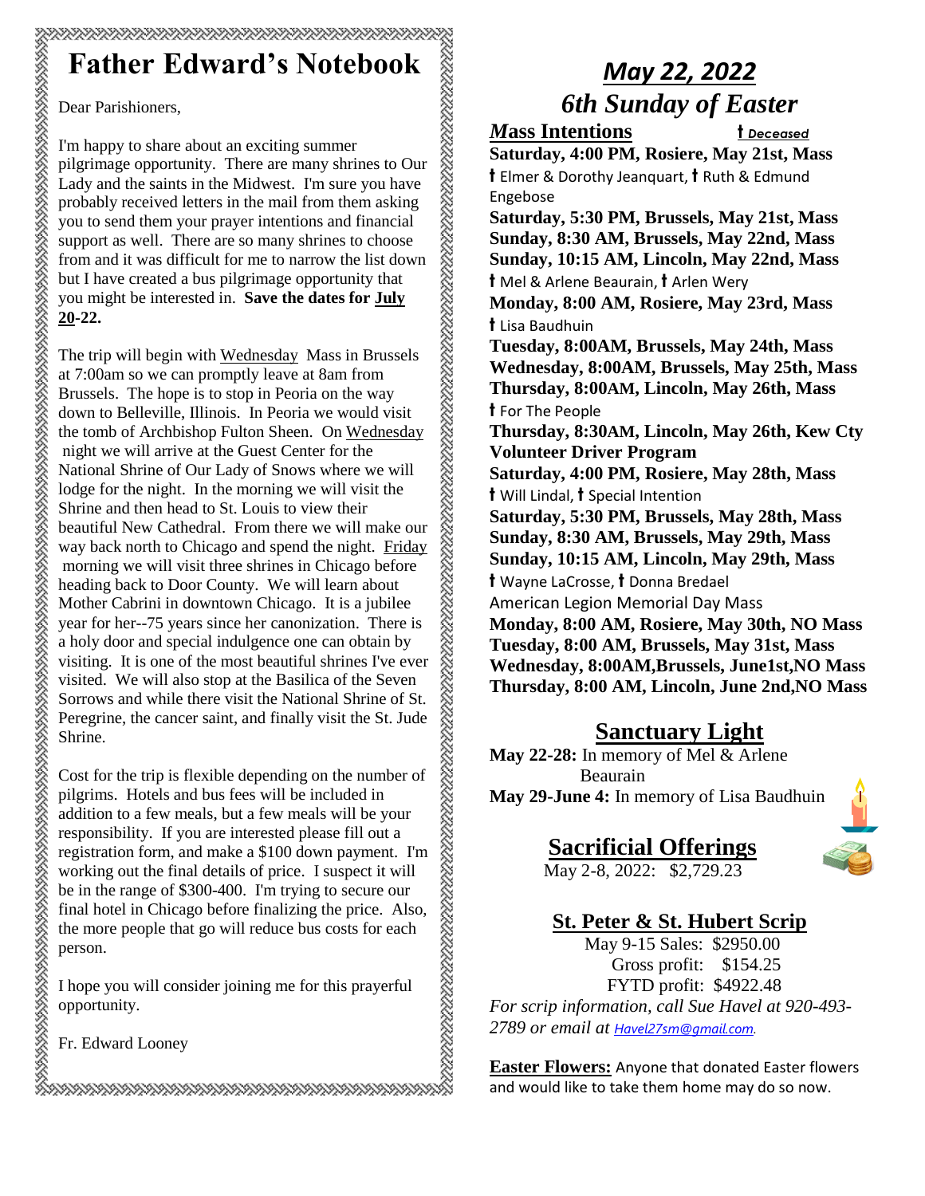# Father Edward's Notebook

Dear Parishioners,

I'm happy to share about an exciting summer pilgrimage opportunity. There are many shrines to Our Lady and the saints in the Midwest. I'm sure you have probably received letters in the mail from them asking you to send them your prayer intentions and financial support as well. There are so many shrines to choose from and it was difficult for me to narrow the list down but I have created a bus pilgrimage opportunity that you might be interested in. **Save the dates for July 20-22.**

The trip will begin with Wednesday Mass in Brussels at 7:00am so we can promptly leave at 8am from Brussels. The hope is to stop in Peoria on the way down to Belleville, Illinois. In Peoria we would visit the tomb of Archbishop Fulton Sheen. On Wednesday night we will arrive at the Guest Center for the National Shrine of Our Lady of Snows where we will lodge for the night. In the morning we will visit the Shrine and then head to St. Louis to view their beautiful New Cathedral. From there we will make our way back north to Chicago and spend the night. Friday morning we will visit three shrines in Chicago before heading back to Door County. We will learn about Mother Cabrini in downtown Chicago. It is a jubilee year for her--75 years since her canonization. There is a holy door and special indulgence one can obtain by visiting. It is one of the most beautiful shrines I've ever visited. We will also stop at the Basilica of the Seven Sorrows and while there visit the National Shrine of St. Peregrine, the cancer saint, and finally visit the St. Jude Shrine.

Cost for the trip is flexible depending on the number of pilgrims. Hotels and bus fees will be included in addition to a few meals, but a few meals will be your responsibility. If you are interested please fill out a registration form, and make a $100 down payment. I'm working out the final details of price. I suspect it will be in the range of $300-400. I'm trying to secure our final hotel in Chicago before finalizing the price. Also, the more people that go will reduce bus costs for each person.

I hope you will consider joining me for this prayerful opportunity.

Fr. Edward Looney

## *May 22, 2022*
## *6th Sunday of Easter*

### *M*ass Intentions — ☨ *Deceased*

**Saturday, 4:00 PM, Rosiere, May 21st, Mass**
☨ Elmer & Dorothy Jeanquart, ☨ Ruth & Edmund Engebose
**Saturday, 5:30 PM, Brussels, May 21st, Mass**
**Sunday, 8:30 AM, Brussels, May 22nd, Mass**
**Sunday, 10:15 AM, Lincoln, May 22nd, Mass**
☨ Mel & Arlene Beaurain, ☨ Arlen Wery
**Monday, 8:00 AM, Rosiere, May 23rd, Mass**
☨ Lisa Baudhuin
**Tuesday, 8:00AM, Brussels, May 24th, Mass**
**Wednesday, 8:00AM, Brussels, May 25th, Mass**
**Thursday, 8:00AM, Lincoln, May 26th, Mass**
☨ For The People
**Thursday, 8:30AM, Lincoln, May 26th, Kew Cty Volunteer Driver Program**
**Saturday, 4:00 PM, Rosiere, May 28th, Mass**
☨ Will Lindal, ☨ Special Intention
**Saturday, 5:30 PM, Brussels, May 28th, Mass**
**Sunday, 8:30 AM, Brussels, May 29th, Mass**
**Sunday, 10:15 AM, Lincoln, May 29th, Mass**
☨ Wayne LaCrosse, ☨ Donna Bredael
American Legion Memorial Day Mass
**Monday, 8:00 AM, Rosiere, May 30th, NO Mass**
**Tuesday, 8:00 AM, Brussels, May 31st, Mass**
**Wednesday, 8:00AM,Brussels, June1st,NO Mass**
**Thursday, 8:00 AM, Lincoln, June 2nd,NO Mass**

## Sanctuary Light

**May 22-28:** In memory of Mel & Arlene Beaurain
**May 29-June 4:** In memory of Lisa Baudhuin

## Sacrificial Offerings

May 2-8, 2022: $2,729.23

## St. Peter & St. Hubert Scrip

May 9-15 Sales: $2950.00
Gross profit: $154.25
FYTD profit: $4922.48

*For scrip information, call Sue Havel at 920-493-2789 or email at Havel27sm@gmail.com.*

**Easter Flowers:** Anyone that donated Easter flowers and would like to take them home may do so now.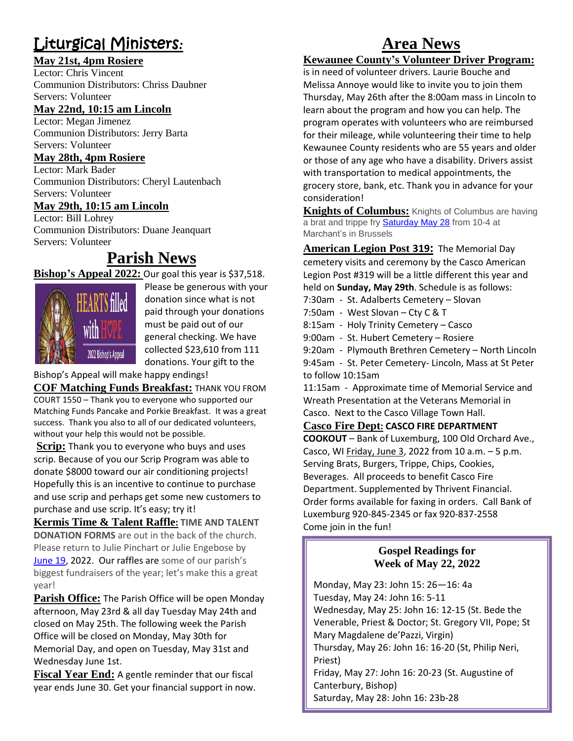# Liturgical Ministers:

**May 21st, 4pm Rosiere**
Lector: Chris Vincent
Communion Distributors: Chriss Daubner
Servers: Volunteer

**May 22nd, 10:15 am Lincoln**
Lector: Megan Jimenez
Communion Distributors: Jerry Barta
Servers: Volunteer

**May 28th, 4pm Rosiere**
Lector: Mark Bader
Communion Distributors: Cheryl Lautenbach
Servers: Volunteer

**May 29th, 10:15 am Lincoln**
Lector: Bill Lohrey
Communion Distributors: Duane Jeanquart
Servers: Volunteer

# Parish News

**Bishop's Appeal 2022:** Our goal this year is $37,518. Please be generous with your donation since what is not paid through your donations must be paid out of our general checking. We have collected $23,610 from 111 donations. Your gift to the Bishop's Appeal will make happy endings!

**COF Matching Funds Breakfast:** THANK YOU FROM COURT 1550 – Thank you to everyone who supported our Matching Funds Pancake and Porkie Breakfast. It was a great success. Thank you also to all of our dedicated volunteers, without your help this would not be possible.

**Scrip:** Thank you to everyone who buys and uses scrip. Because of you our Scrip Program was able to donate $8000 toward our air conditioning projects! Hopefully this is an incentive to continue to purchase and use scrip and perhaps get some new customers to purchase and use scrip. It's easy; try it!

**Kermis Time & Talent Raffle:** TIME AND TALENT DONATION FORMS are out in the back of the church. Please return to Julie Pinchart or Julie Engebose by June 19, 2022. Our raffles are some of our parish's biggest fundraisers of the year; let's make this a great year!

**Parish Office:** The Parish Office will be open Monday afternoon, May 23rd & all day Tuesday May 24th and closed on May 25th. The following week the Parish Office will be closed on Monday, May 30th for Memorial Day, and open on Tuesday, May 31st and Wednesday June 1st.

**Fiscal Year End:** A gentle reminder that our fiscal year ends June 30. Get your financial support in now.

# Area News

**Kewaunee County's Volunteer Driver Program:** is in need of volunteer drivers. Laurie Bouche and Melissa Annoye would like to invite you to join them Thursday, May 26th after the 8:00am mass in Lincoln to learn about the program and how you can help. The program operates with volunteers who are reimbursed for their mileage, while volunteering their time to help Kewaunee County residents who are 55 years and older or those of any age who have a disability. Drivers assist with transportation to medical appointments, the grocery store, bank, etc. Thank you in advance for your consideration!

**Knights of Columbus:** Knights of Columbus are having a brat and tripe fry Saturday May 28 from 10-4 at Marchant's in Brussels

**American Legion Post 319:** The Memorial Day cemetery visits and ceremony by the Casco American Legion Post #319 will be a little different this year and held on **Sunday, May 29th**. Schedule is as follows:

7:30am - St. Adalberts Cemetery – Slovan
7:50am - West Slovan – Cty C & T
8:15am - Holy Trinity Cemetery – Casco
9:00am - St. Hubert Cemetery – Rosiere
9:20am - Plymouth Brethren Cemetery – North Lincoln
9:45am - St. Peter Cemetery- Lincoln, Mass at St Peter to follow 10:15am
11:15am - Approximate time of Memorial Service and Wreath Presentation at the Veterans Memorial in Casco. Next to the Casco Village Town Hall.

**Casco Fire Dept:** **CASCO FIRE DEPARTMENT COOKOUT** – Bank of Luxemburg, 100 Old Orchard Ave., Casco, WI Friday, June 3, 2022 from 10 a.m. – 5 p.m. Serving Brats, Burgers, Tripe, Chips, Cookies, Beverages. All proceeds to benefit Casco Fire Department. Supplemented by Thrivent Financial. Order forms available for faxing in orders. Call Bank of Luxemburg 920-845-2345 or fax 920-837-2558
Come join in the fun!

**Gospel Readings for Week of May 22, 2022**

Monday, May 23: John 15: 26—16: 4a
Tuesday, May 24: John 16: 5-11
Wednesday, May 25: John 16: 12-15 (St. Bede the Venerable, Priest & Doctor; St. Gregory VII, Pope; St Mary Magdalene de'Pazzi, Virgin)
Thursday, May 26: John 16: 16-20 (St, Philip Neri, Priest)
Friday, May 27: John 16: 20-23 (St. Augustine of Canterbury, Bishop)
Saturday, May 28: John 16: 23b-28